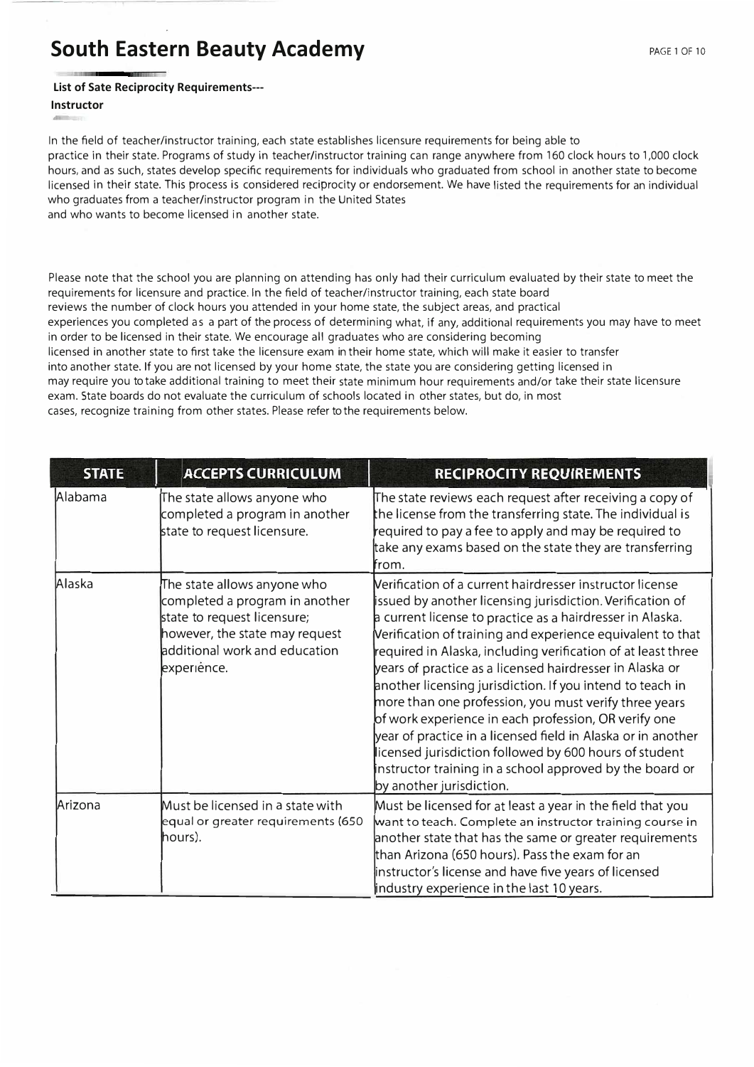# South Eastern Beauty Academy

**List of Sate Reciprocity Requirements---**

**Instructor**

In the field of teacher/instructor training, each state establishes licensure requirements for being able to practice in their state. Programs of study in teacher/instructor training can range anywhere from 160 clock hours to 1,000 clock hours, and as such, states develop specific requirements for individuals who graduated from school in another state to become licensed in their state. This process is considered reciprocity or endorsement. We have listed the requirements for an individual who graduates from a teacher/instructor program in the United States and who wants to become licensed in another state.

Please note that the school you are planning on attending has only had their curriculum evaluated by their state to meet the requirements for licensure and practice. In the field of teacher/instructor training, each state board reviews the number of clock hours you attended in your home state, the subject areas, and practical experiences you completed as a part of the process of determining what, if any, additional requirements you may have to meet in order to be licensed in their state. We encourage all graduates who are considering becoming licensed in another state to first take the licensure exam in their home state, which will make it easier to transfer into another state. If you are not licensed by your home state, the state you are considering getting licensed in may require you to take additional training to meet their state minimum hour requirements and/or take their state licensure exam. State boards do not evaluate the curriculum of schools located in other states, but do, in most cases, recognize training from other states. Please refer to the requirements below.

| STATE | ACCEPTS CURRICULUM | RECIPROCITY REQUIREMENTS |
|---|---|---|
| Alabama | The state allows anyone who completed a program in another state to request licensure. | The state reviews each request after receiving a copy of the license from the transferring state. The individual is required to pay a fee to apply and may be required to take any exams based on the state they are transferring from. |
| Alaska | The state allows anyone who completed a program in another state to request licensure; however, the state may request additional work and education experience. | Verification of a current hairdresser instructor license issued by another licensing jurisdiction. Verification of a current license to practice as a hairdresser in Alaska. Verification of training and experience equivalent to that required in Alaska, including verification of at least three years of practice as a licensed hairdresser in Alaska or another licensing jurisdiction. If you intend to teach in more than one profession, you must verify three years of work experience in each profession, OR verify one year of practice in a licensed field in Alaska or in another licensed jurisdiction followed by 600 hours of student instructor training in a school approved by the board or by another jurisdiction. |
| Arizona | Must be licensed in a state with equal or greater requirements (650 hours). | Must be licensed for at least a year in the field that you want to teach. Complete an instructor training course in another state that has the same or greater requirements than Arizona (650 hours). Pass the exam for an instructor's license and have five years of licensed industry experience in the last 10 years. |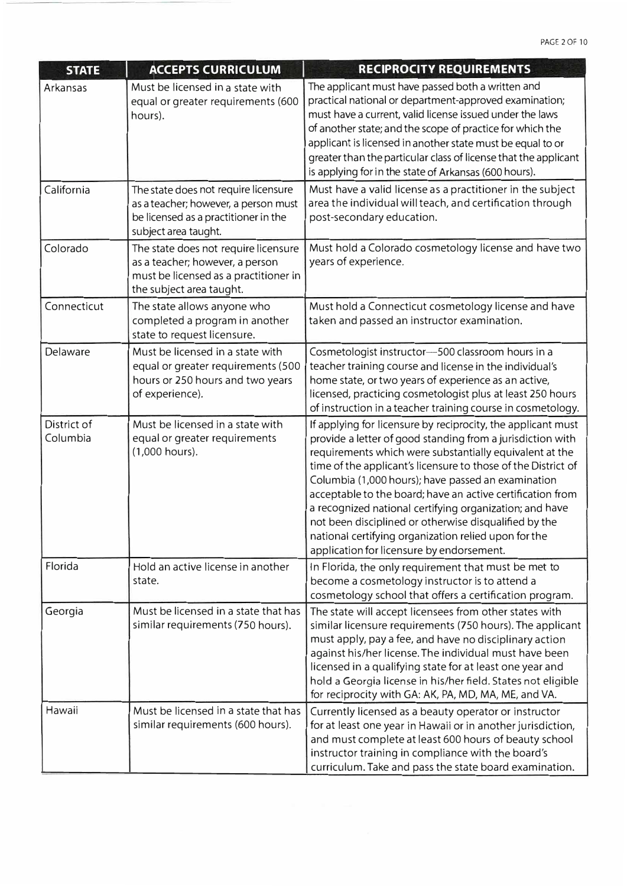| STATE | ACCEPTS CURRICULUM | RECIPROCITY REQUIREMENTS |
| --- | --- | --- |
| Arkansas | Must be licensed in a state with equal or greater requirements (600 hours). | The applicant must have passed both a written and practical national or department-approved examination; must have a current, valid license issued under the laws of another state; and the scope of practice for which the applicant is licensed in another state must be equal to or greater than the particular class of license that the applicant is applying for in the state of Arkansas (600 hours). |
| California | The state does not require licensure as a teacher; however, a person must be licensed as a practitioner in the subject area taught. | Must have a valid license as a practitioner in the subject area the individual will teach, and certification through post-secondary education. |
| Colorado | The state does not require licensure as a teacher; however, a person must be licensed as a practitioner in the subject area taught. | Must hold a Colorado cosmetology license and have two years of experience. |
| Connecticut | The state allows anyone who completed a program in another state to request licensure. | Must hold a Connecticut cosmetology license and have taken and passed an instructor examination. |
| Delaware | Must be licensed in a state with equal or greater requirements (500 hours or 250 hours and two years of experience). | Cosmetologist instructor—500 classroom hours in a teacher training course and license in the individual's home state, or two years of experience as an active, licensed, practicing cosmetologist plus at least 250 hours of instruction in a teacher training course in cosmetology. |
| District of Columbia | Must be licensed in a state with equal or greater requirements (1,000 hours). | If applying for licensure by reciprocity, the applicant must provide a letter of good standing from a jurisdiction with requirements which were substantially equivalent at the time of the applicant's licensure to those of the District of Columbia (1,000 hours); have passed an examination acceptable to the board; have an active certification from a recognized national certifying organization; and have not been disciplined or otherwise disqualified by the national certifying organization relied upon for the application for licensure by endorsement. |
| Florida | Hold an active license in another state. | In Florida, the only requirement that must be met to become a cosmetology instructor is to attend a cosmetology school that offers a certification program. |
| Georgia | Must be licensed in a state that has similar requirements (750 hours). | The state will accept licensees from other states with similar licensure requirements (750 hours). The applicant must apply, pay a fee, and have no disciplinary action against his/her license. The individual must have been licensed in a qualifying state for at least one year and hold a Georgia license in his/her field. States not eligible for reciprocity with GA: AK, PA, MD, MA, ME, and VA. |
| Hawaii | Must be licensed in a state that has similar requirements (600 hours). | Currently licensed as a beauty operator or instructor for at least one year in Hawaii or in another jurisdiction, and must complete at least 600 hours of beauty school instructor training in compliance with the board's curriculum. Take and pass the state board examination. |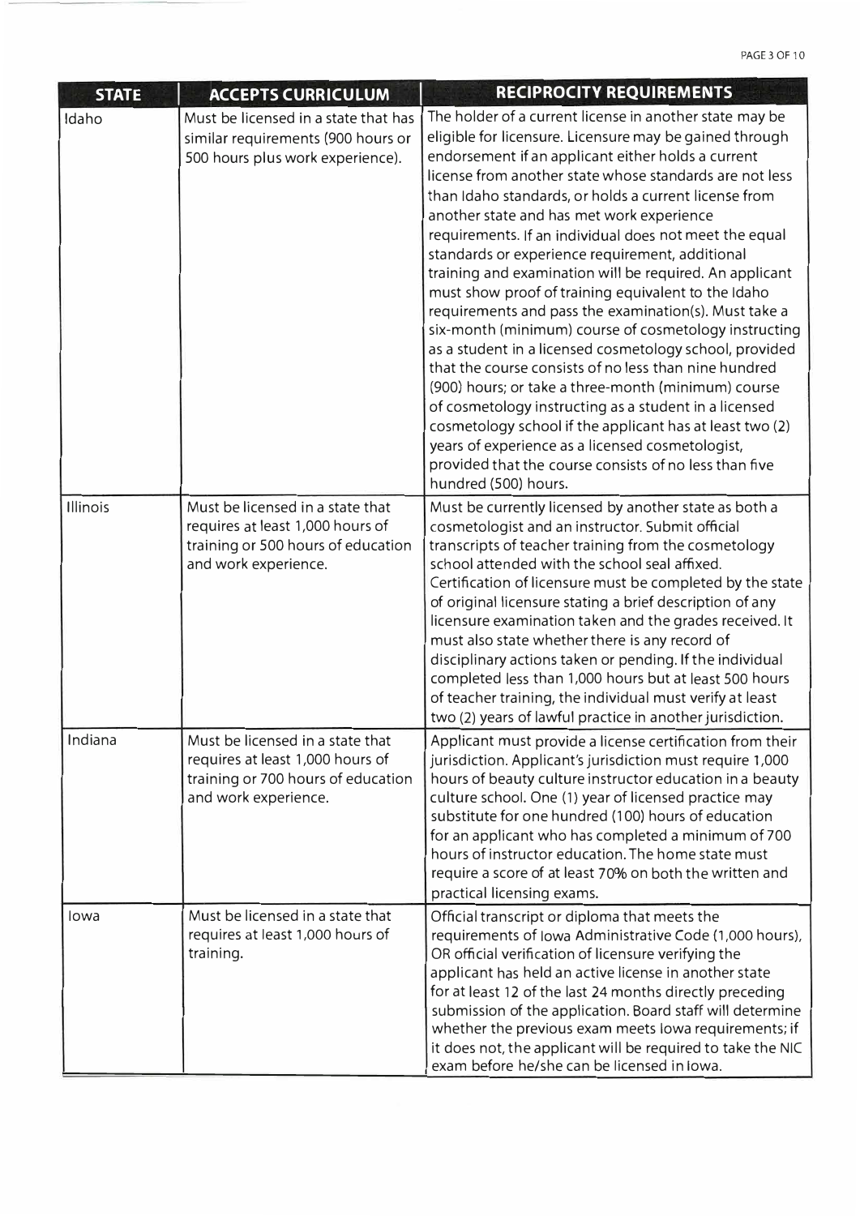| STATE | ACCEPTS CURRICULUM | RECIPROCITY REQUIREMENTS |
|---|---|---|
| Idaho | Must be licensed in a state that has similar requirements (900 hours or 500 hours plus work experience). | The holder of a current license in another state may be eligible for licensure. Licensure may be gained through endorsement if an applicant either holds a current license from another state whose standards are not less than Idaho standards, or holds a current license from another state and has met work experience requirements. If an individual does not meet the equal standards or experience requirement, additional training and examination will be required. An applicant must show proof of training equivalent to the Idaho requirements and pass the examination(s). Must take a six-month (minimum) course of cosmetology instructing as a student in a licensed cosmetology school, provided that the course consists of no less than nine hundred (900) hours; or take a three-month (minimum) course of cosmetology instructing as a student in a licensed cosmetology school if the applicant has at least two (2) years of experience as a licensed cosmetologist, provided that the course consists of no less than five hundred (500) hours. |
| Illinois | Must be licensed in a state that requires at least 1,000 hours of training or 500 hours of education and work experience. | Must be currently licensed by another state as both a cosmetologist and an instructor. Submit official transcripts of teacher training from the cosmetology school attended with the school seal affixed. Certification of licensure must be completed by the state of original licensure stating a brief description of any licensure examination taken and the grades received. It must also state whether there is any record of disciplinary actions taken or pending. If the individual completed less than 1,000 hours but at least 500 hours of teacher training, the individual must verify at least two (2) years of lawful practice in another jurisdiction. |
| Indiana | Must be licensed in a state that requires at least 1,000 hours of training or 700 hours of education and work experience. | Applicant must provide a license certification from their jurisdiction. Applicant's jurisdiction must require 1,000 hours of beauty culture instructor education in a beauty culture school. One (1) year of licensed practice may substitute for one hundred (100) hours of education for an applicant who has completed a minimum of 700 hours of instructor education. The home state must require a score of at least 70% on both the written and practical licensing exams. |
| Iowa | Must be licensed in a state that requires at least 1,000 hours of training. | Official transcript or diploma that meets the requirements of Iowa Administrative Code (1,000 hours), OR official verification of licensure verifying the applicant has held an active license in another state for at least 12 of the last 24 months directly preceding submission of the application. Board staff will determine whether the previous exam meets Iowa requirements; if it does not, the applicant will be required to take the NIC exam before he/she can be licensed in Iowa. |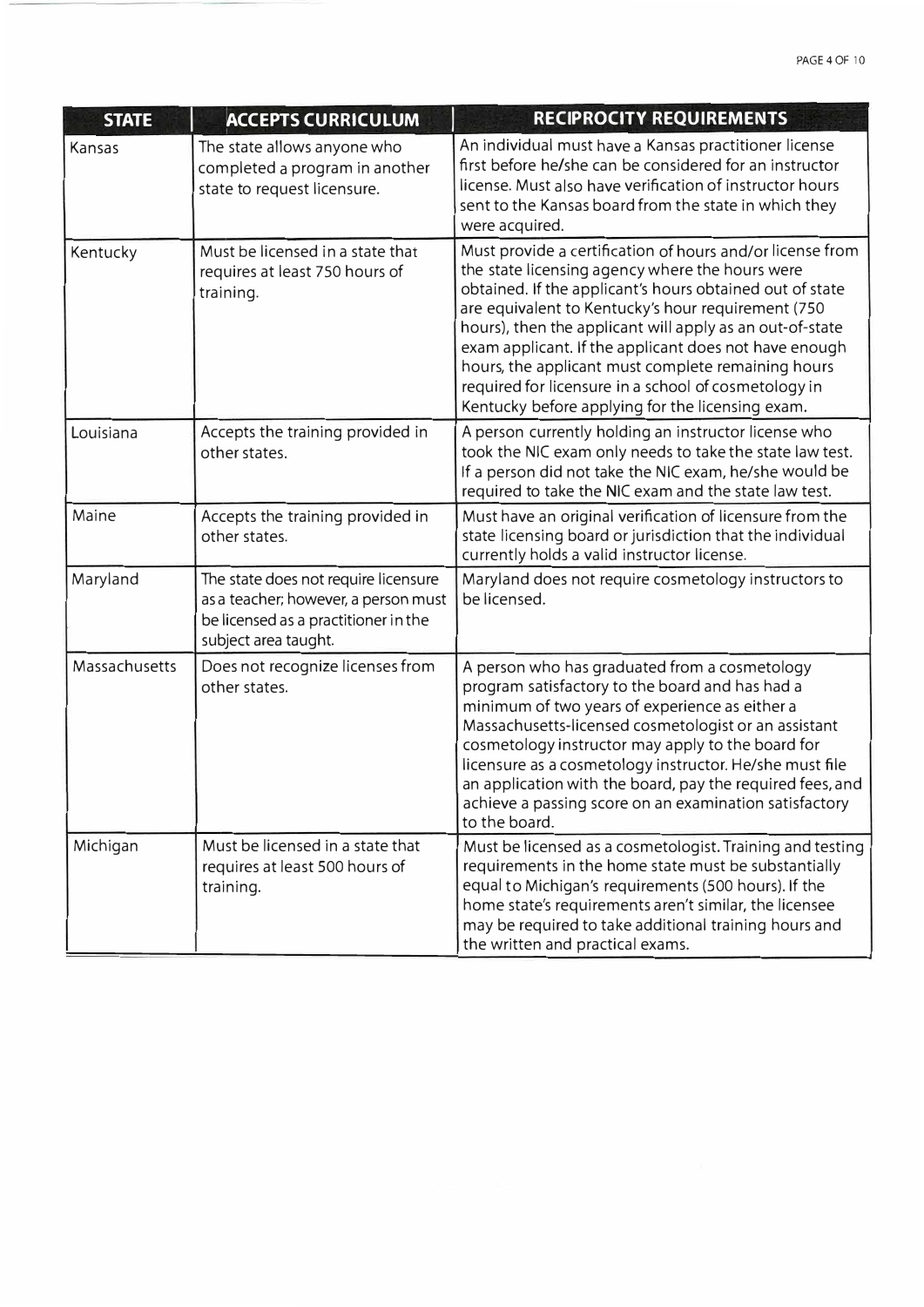| STATE | ACCEPTS CURRICULUM | RECIPROCITY REQUIREMENTS |
|---|---|---|
| Kansas | The state allows anyone who completed a program in another state to request licensure. | An individual must have a Kansas practitioner license first before he/she can be considered for an instructor license. Must also have verification of instructor hours sent to the Kansas board from the state in which they were acquired. |
| Kentucky | Must be licensed in a state that requires at least 750 hours of training. | Must provide a certification of hours and/or license from the state licensing agency where the hours were obtained. If the applicant's hours obtained out of state are equivalent to Kentucky's hour requirement (750 hours), then the applicant will apply as an out-of-state exam applicant. If the applicant does not have enough hours, the applicant must complete remaining hours required for licensure in a school of cosmetology in Kentucky before applying for the licensing exam. |
| Louisiana | Accepts the training provided in other states. | A person currently holding an instructor license who took the NIC exam only needs to take the state law test. If a person did not take the NIC exam, he/she would be required to take the NIC exam and the state law test. |
| Maine | Accepts the training provided in other states. | Must have an original verification of licensure from the state licensing board or jurisdiction that the individual currently holds a valid instructor license. |
| Maryland | The state does not require licensure as a teacher; however, a person must be licensed as a practitioner in the subject area taught. | Maryland does not require cosmetology instructors to be licensed. |
| Massachusetts | Does not recognize licenses from other states. | A person who has graduated from a cosmetology program satisfactory to the board and has had a minimum of two years of experience as either a Massachusetts-licensed cosmetologist or an assistant cosmetology instructor may apply to the board for licensure as a cosmetology instructor. He/she must file an application with the board, pay the required fees, and achieve a passing score on an examination satisfactory to the board. |
| Michigan | Must be licensed in a state that requires at least 500 hours of training. | Must be licensed as a cosmetologist. Training and testing requirements in the home state must be substantially equal to Michigan's requirements (500 hours). If the home state's requirements aren't similar, the licensee may be required to take additional training hours and the written and practical exams. |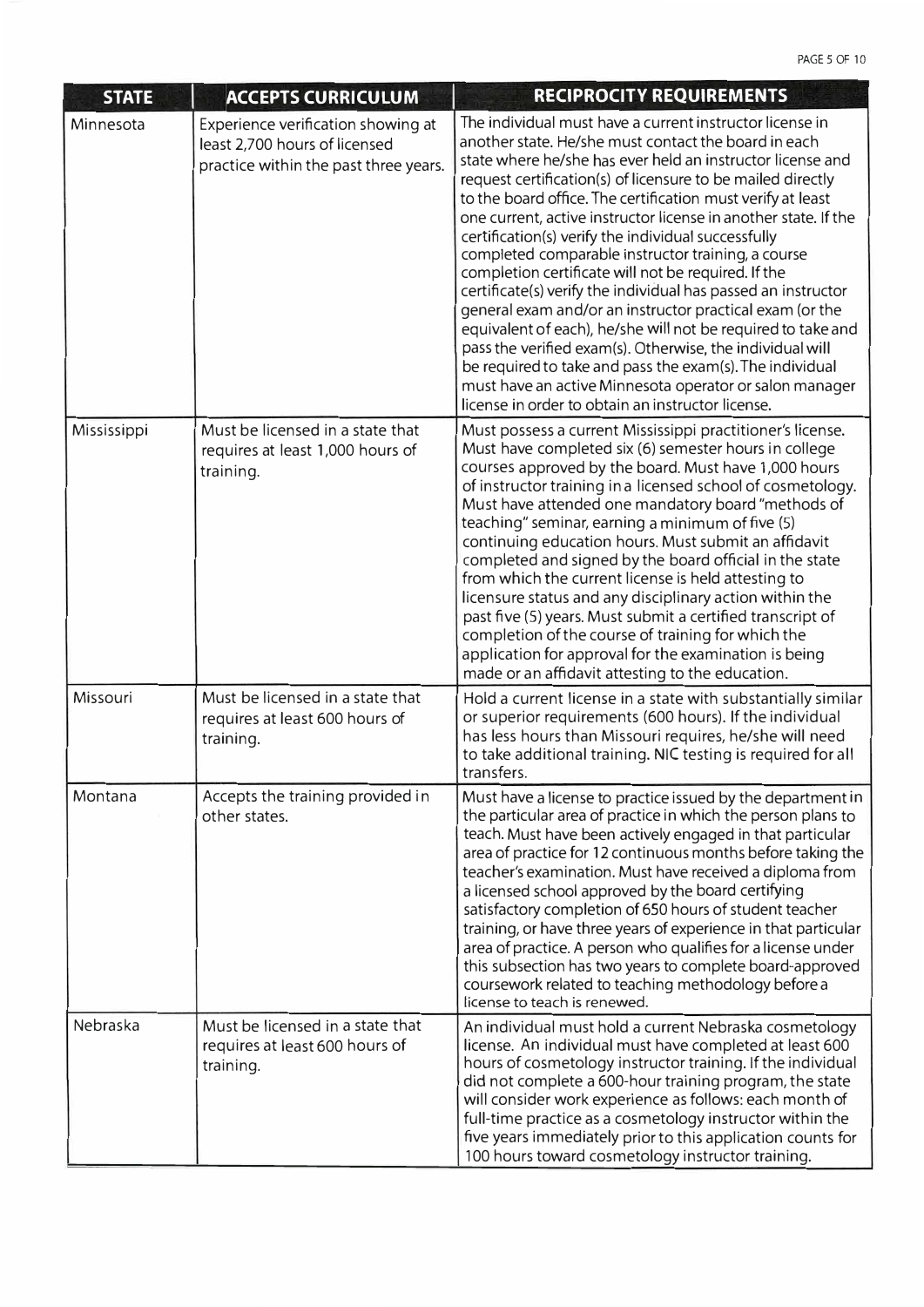| STATE | ACCEPTS CURRICULUM | RECIPROCITY REQUIREMENTS |
|---|---|---|
| Minnesota | Experience verification showing at least 2,700 hours of licensed practice within the past three years. | The individual must have a current instructor license in another state. He/she must contact the board in each state where he/she has ever held an instructor license and request certification(s) of licensure to be mailed directly to the board office. The certification must verify at least one current, active instructor license in another state. If the certification(s) verify the individual successfully completed comparable instructor training, a course completion certificate will not be required. If the certificate(s) verify the individual has passed an instructor general exam and/or an instructor practical exam (or the equivalent of each), he/she will not be required to take and pass the verified exam(s). Otherwise, the individual will be required to take and pass the exam(s). The individual must have an active Minnesota operator or salon manager license in order to obtain an instructor license. |
| Mississippi | Must be licensed in a state that requires at least 1,000 hours of training. | Must possess a current Mississippi practitioner's license. Must have completed six (6) semester hours in college courses approved by the board. Must have 1,000 hours of instructor training in a licensed school of cosmetology. Must have attended one mandatory board "methods of teaching" seminar, earning a minimum of five (5) continuing education hours. Must submit an affidavit completed and signed by the board official in the state from which the current license is held attesting to licensure status and any disciplinary action within the past five (5) years. Must submit a certified transcript of completion of the course of training for which the application for approval for the examination is being made or an affidavit attesting to the education. |
| Missouri | Must be licensed in a state that requires at least 600 hours of training. | Hold a current license in a state with substantially similar or superior requirements (600 hours). If the individual has less hours than Missouri requires, he/she will need to take additional training. NIC testing is required for all transfers. |
| Montana | Accepts the training provided in other states. | Must have a license to practice issued by the department in the particular area of practice in which the person plans to teach. Must have been actively engaged in that particular area of practice for 12 continuous months before taking the teacher's examination. Must have received a diploma from a licensed school approved by the board certifying satisfactory completion of 650 hours of student teacher training, or have three years of experience in that particular area of practice. A person who qualifies for a license under this subsection has two years to complete board-approved coursework related to teaching methodology before a license to teach is renewed. |
| Nebraska | Must be licensed in a state that requires at least 600 hours of training. | An individual must hold a current Nebraska cosmetology license. An individual must have completed at least 600 hours of cosmetology instructor training. If the individual did not complete a 600-hour training program, the state will consider work experience as follows: each month of full-time practice as a cosmetology instructor within the five years immediately prior to this application counts for 100 hours toward cosmetology instructor training. |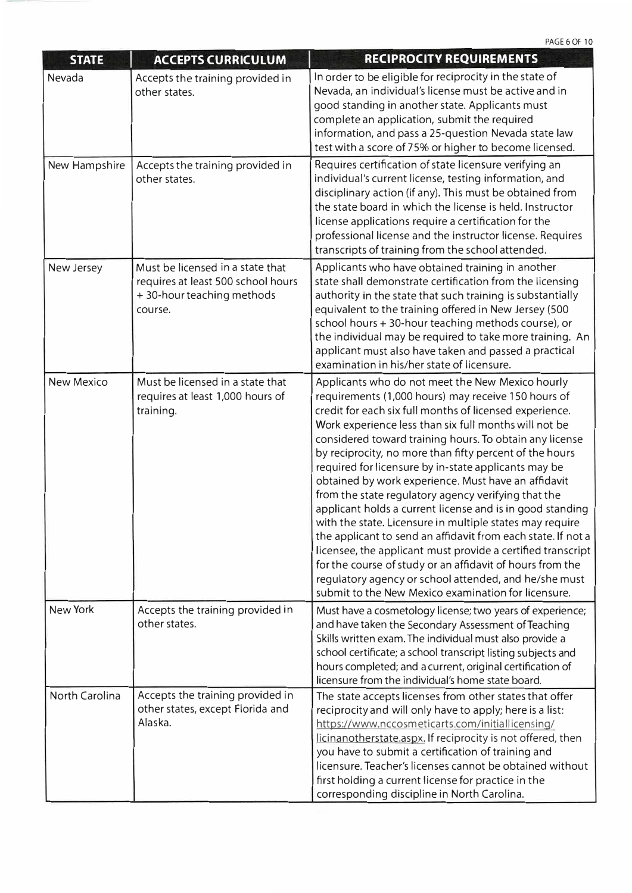| STATE | ACCEPTS CURRICULUM | RECIPROCITY REQUIREMENTS |
|---|---|---|
| Nevada | Accepts the training provided in other states. | In order to be eligible for reciprocity in the state of Nevada, an individual's license must be active and in good standing in another state. Applicants must complete an application, submit the required information, and pass a 25-question Nevada state law test with a score of 75% or higher to become licensed. |
| New Hampshire | Accepts the training provided in other states. | Requires certification of state licensure verifying an individual's current license, testing information, and disciplinary action (if any). This must be obtained from the state board in which the license is held. Instructor license applications require a certification for the professional license and the instructor license. Requires transcripts of training from the school attended. |
| New Jersey | Must be licensed in a state that requires at least 500 school hours + 30-hour teaching methods course. | Applicants who have obtained training in another state shall demonstrate certification from the licensing authority in the state that such training is substantially equivalent to the training offered in New Jersey (500 school hours + 30-hour teaching methods course), or the individual may be required to take more training. An applicant must also have taken and passed a practical examination in his/her state of licensure. |
| New Mexico | Must be licensed in a state that requires at least 1,000 hours of training. | Applicants who do not meet the New Mexico hourly requirements (1,000 hours) may receive 150 hours of credit for each six full months of licensed experience. Work experience less than six full months will not be considered toward training hours. To obtain any license by reciprocity, no more than fifty percent of the hours required for licensure by in-state applicants may be obtained by work experience. Must have an affidavit from the state regulatory agency verifying that the applicant holds a current license and is in good standing with the state. Licensure in multiple states may require the applicant to send an affidavit from each state. If not a licensee, the applicant must provide a certified transcript for the course of study or an affidavit of hours from the regulatory agency or school attended, and he/she must submit to the New Mexico examination for licensure. |
| New York | Accepts the training provided in other states. | Must have a cosmetology license; two years of experience; and have taken the Secondary Assessment of Teaching Skills written exam. The individual must also provide a school certificate; a school transcript listing subjects and hours completed; and a current, original certification of licensure from the individual's home state board. |
| North Carolina | Accepts the training provided in other states, except Florida and Alaska. | The state accepts licenses from other states that offer reciprocity and will only have to apply; here is a list: https://www.nccosmeticarts.com/initiallicensing/licinanotherstate.aspx. If reciprocity is not offered, then you have to submit a certification of training and licensure. Teacher's licenses cannot be obtained without first holding a current license for practice in the corresponding discipline in North Carolina. |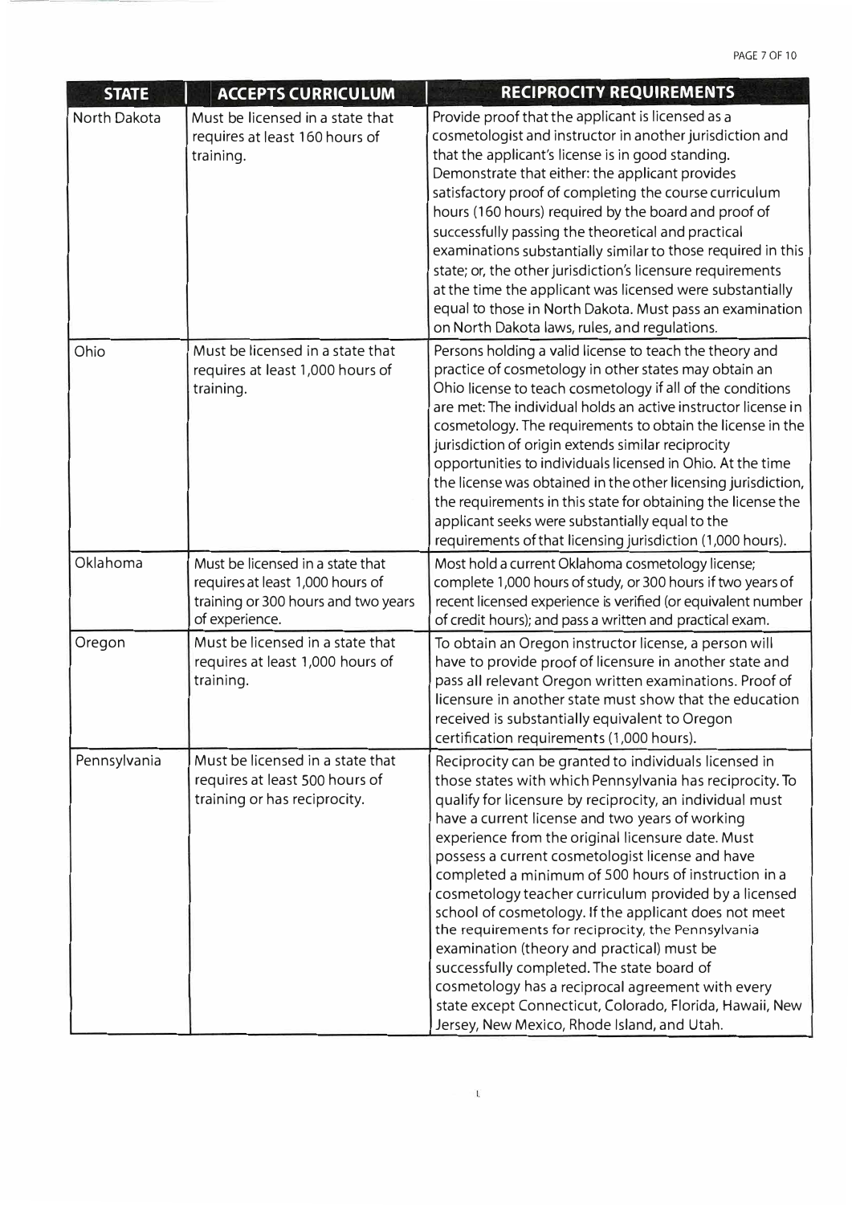| STATE | ACCEPTS CURRICULUM | RECIPROCITY REQUIREMENTS |
|---|---|---|
| North Dakota | Must be licensed in a state that requires at least 160 hours of training. | Provide proof that the applicant is licensed as a cosmetologist and instructor in another jurisdiction and that the applicant's license is in good standing. Demonstrate that either: the applicant provides satisfactory proof of completing the course curriculum hours (160 hours) required by the board and proof of successfully passing the theoretical and practical examinations substantially similar to those required in this state; or, the other jurisdiction's licensure requirements at the time the applicant was licensed were substantially equal to those in North Dakota. Must pass an examination on North Dakota laws, rules, and regulations. |
| Ohio | Must be licensed in a state that requires at least 1,000 hours of training. | Persons holding a valid license to teach the theory and practice of cosmetology in other states may obtain an Ohio license to teach cosmetology if all of the conditions are met: The individual holds an active instructor license in cosmetology. The requirements to obtain the license in the jurisdiction of origin extends similar reciprocity opportunities to individuals licensed in Ohio. At the time the license was obtained in the other licensing jurisdiction, the requirements in this state for obtaining the license the applicant seeks were substantially equal to the requirements of that licensing jurisdiction (1,000 hours). |
| Oklahoma | Must be licensed in a state that requires at least 1,000 hours of training or 300 hours and two years of experience. | Most hold a current Oklahoma cosmetology license; complete 1,000 hours of study, or 300 hours if two years of recent licensed experience is verified (or equivalent number of credit hours); and pass a written and practical exam. |
| Oregon | Must be licensed in a state that requires at least 1,000 hours of training. | To obtain an Oregon instructor license, a person will have to provide proof of licensure in another state and pass all relevant Oregon written examinations. Proof of licensure in another state must show that the education received is substantially equivalent to Oregon certification requirements (1,000 hours). |
| Pennsylvania | Must be licensed in a state that requires at least 500 hours of training or has reciprocity. | Reciprocity can be granted to individuals licensed in those states with which Pennsylvania has reciprocity. To qualify for licensure by reciprocity, an individual must have a current license and two years of working experience from the original licensure date. Must possess a current cosmetologist license and have completed a minimum of 500 hours of instruction in a cosmetology teacher curriculum provided by a licensed school of cosmetology. If the applicant does not meet the requirements for reciprocity, the Pennsylvania examination (theory and practical) must be successfully completed. The state board of cosmetology has a reciprocal agreement with every state except Connecticut, Colorado, Florida, Hawaii, New Jersey, New Mexico, Rhode Island, and Utah. |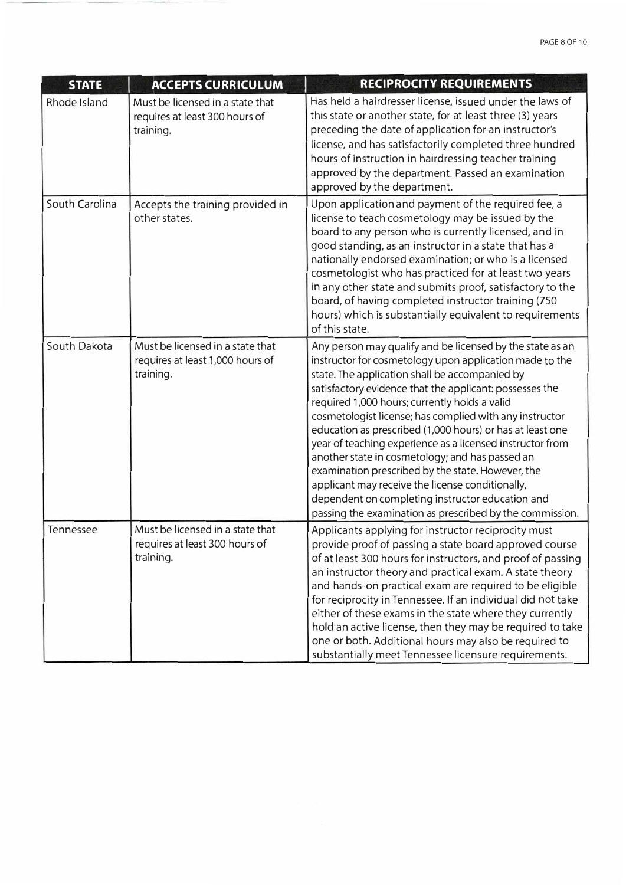| STATE | ACCEPTS CURRICULUM | RECIPROCITY REQUIREMENTS |
|---|---|---|
| Rhode Island | Must be licensed in a state that requires at least 300 hours of training. | Has held a hairdresser license, issued under the laws of this state or another state, for at least three (3) years preceding the date of application for an instructor's license, and has satisfactorily completed three hundred hours of instruction in hairdressing teacher training approved by the department. Passed an examination approved by the department. |
| South Carolina | Accepts the training provided in other states. | Upon application and payment of the required fee, a license to teach cosmetology may be issued by the board to any person who is currently licensed, and in good standing, as an instructor in a state that has a nationally endorsed examination; or who is a licensed cosmetologist who has practiced for at least two years in any other state and submits proof, satisfactory to the board, of having completed instructor training (750 hours) which is substantially equivalent to requirements of this state. |
| South Dakota | Must be licensed in a state that requires at least 1,000 hours of training. | Any person may qualify and be licensed by the state as an instructor for cosmetology upon application made to the state. The application shall be accompanied by satisfactory evidence that the applicant: possesses the required 1,000 hours; currently holds a valid cosmetologist license; has complied with any instructor education as prescribed (1,000 hours) or has at least one year of teaching experience as a licensed instructor from another state in cosmetology; and has passed an examination prescribed by the state. However, the applicant may receive the license conditionally, dependent on completing instructor education and passing the examination as prescribed by the commission. |
| Tennessee | Must be licensed in a state that requires at least 300 hours of training. | Applicants applying for instructor reciprocity must provide proof of passing a state board approved course of at least 300 hours for instructors, and proof of passing an instructor theory and practical exam. A state theory and hands-on practical exam are required to be eligible for reciprocity in Tennessee. If an individual did not take either of these exams in the state where they currently hold an active license, then they may be required to take one or both. Additional hours may also be required to substantially meet Tennessee licensure requirements. |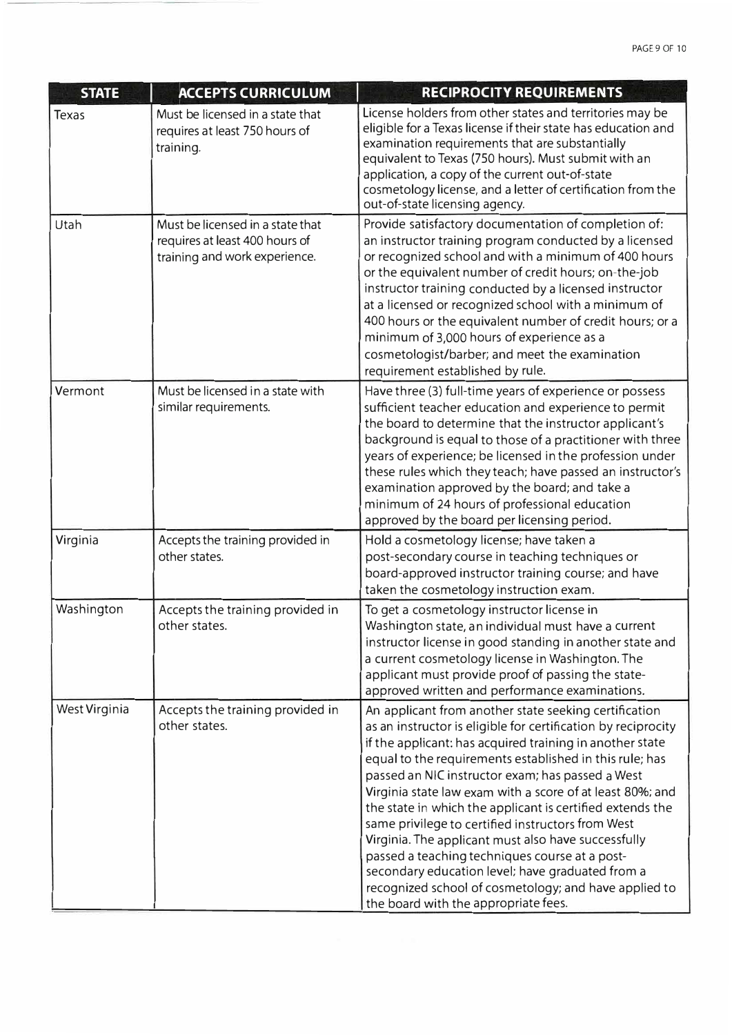| STATE | ACCEPTS CURRICULUM | RECIPROCITY REQUIREMENTS |
|---|---|---|
| Texas | Must be licensed in a state that requires at least 750 hours of training. | License holders from other states and territories may be eligible for a Texas license if their state has education and examination requirements that are substantially equivalent to Texas (750 hours). Must submit with an application, a copy of the current out-of-state cosmetology license, and a letter of certification from the out-of-state licensing agency. |
| Utah | Must be licensed in a state that requires at least 400 hours of training and work experience. | Provide satisfactory documentation of completion of: an instructor training program conducted by a licensed or recognized school and with a minimum of 400 hours or the equivalent number of credit hours; on-the-job instructor training conducted by a licensed instructor at a licensed or recognized school with a minimum of 400 hours or the equivalent number of credit hours; or a minimum of 3,000 hours of experience as a cosmetologist/barber; and meet the examination requirement established by rule. |
| Vermont | Must be licensed in a state with similar requirements. | Have three (3) full-time years of experience or possess sufficient teacher education and experience to permit the board to determine that the instructor applicant's background is equal to those of a practitioner with three years of experience; be licensed in the profession under these rules which they teach; have passed an instructor's examination approved by the board; and take a minimum of 24 hours of professional education approved by the board per licensing period. |
| Virginia | Accepts the training provided in other states. | Hold a cosmetology license; have taken a post-secondary course in teaching techniques or board-approved instructor training course; and have taken the cosmetology instruction exam. |
| Washington | Accepts the training provided in other states. | To get a cosmetology instructor license in Washington state, an individual must have a current instructor license in good standing in another state and a current cosmetology license in Washington. The applicant must provide proof of passing the state-approved written and performance examinations. |
| West Virginia | Accepts the training provided in other states. | An applicant from another state seeking certification as an instructor is eligible for certification by reciprocity if the applicant: has acquired training in another state equal to the requirements established in this rule; has passed an NIC instructor exam; has passed a West Virginia state law exam with a score of at least 80%; and the state in which the applicant is certified extends the same privilege to certified instructors from West Virginia. The applicant must also have successfully passed a teaching techniques course at a post-secondary education level; have graduated from a recognized school of cosmetology; and have applied to the board with the appropriate fees. |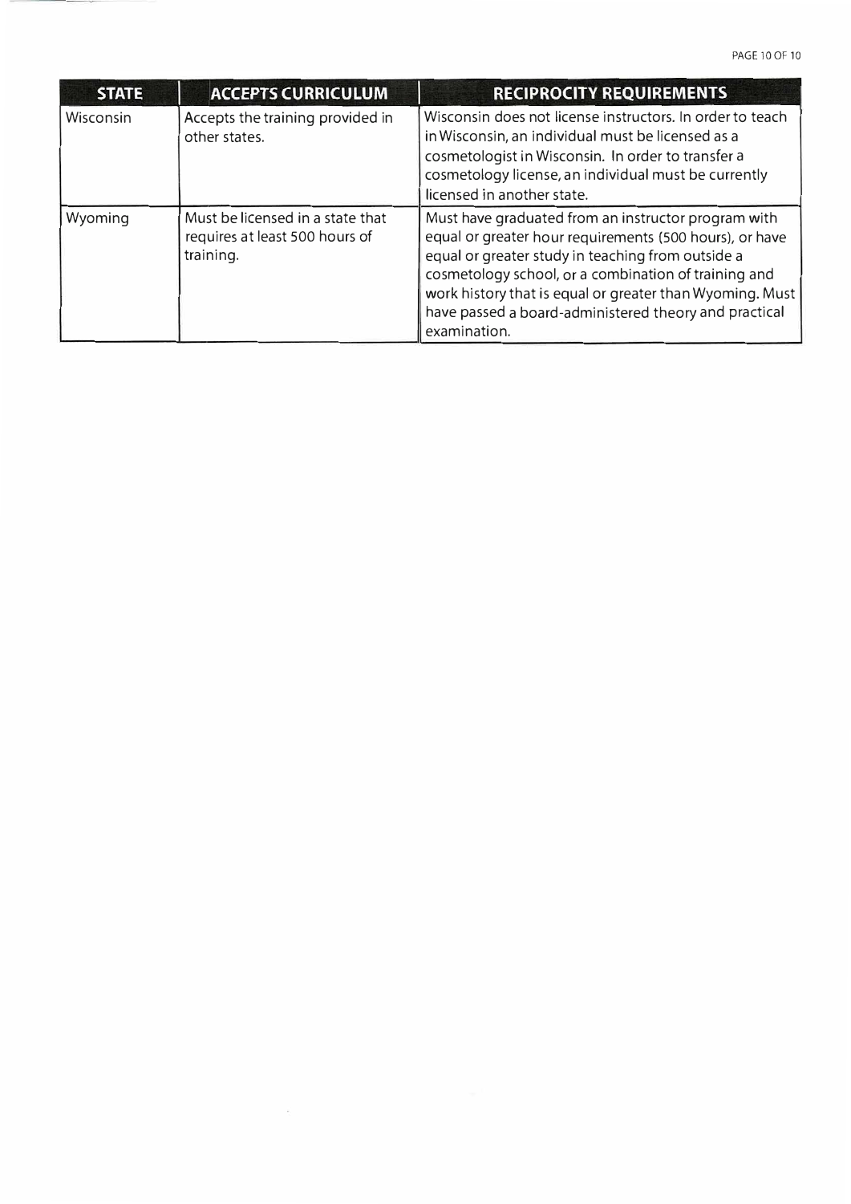| STATE | ACCEPTS CURRICULUM | RECIPROCITY REQUIREMENTS |
|---|---|---|
| Wisconsin | Accepts the training provided in other states. | Wisconsin does not license instructors. In order to teach in Wisconsin, an individual must be licensed as a cosmetologist in Wisconsin. In order to transfer a cosmetology license, an individual must be currently licensed in another state. |
| Wyoming | Must be licensed in a state that requires at least 500 hours of training. | Must have graduated from an instructor program with equal or greater hour requirements (500 hours), or have equal or greater study in teaching from outside a cosmetology school, or a combination of training and work history that is equal or greater than Wyoming. Must have passed a board-administered theory and practical examination. |